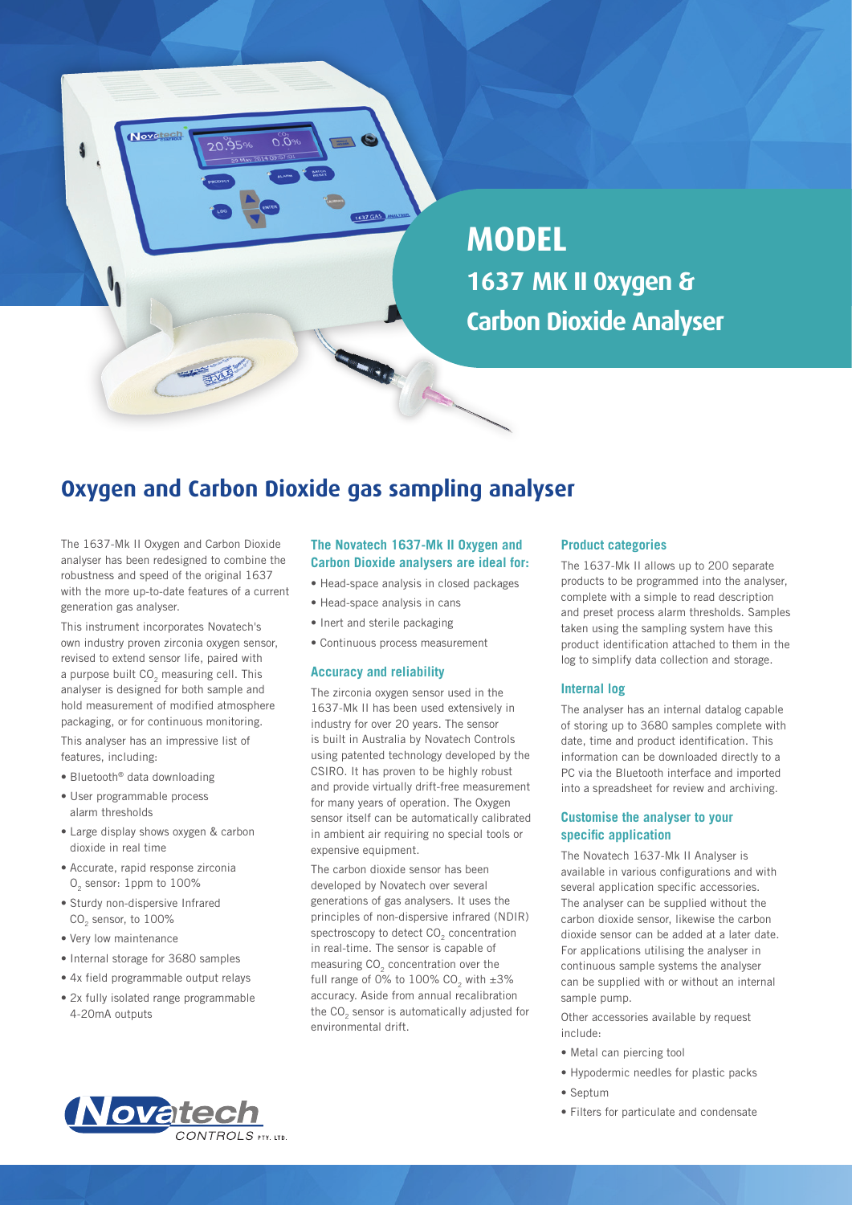# MODEL

## 1637 MK II Oxygen & Carbon Dioxide Analyser

# Oxygen and Carbon Dioxide gas sampling analyser

The 1637-Mk II Oxygen and Carbon Dioxide analyser has been redesigned to combine the robustness and speed of the original 1637 with the more up-to-date features of a current generation gas analyser.

This instrument incorporates Novatech's own industry proven zirconia oxygen sensor, revised to extend sensor life, paired with a purpose built $CO_2$ measuring cell. This analyser is designed for both sample and hold measurement of modified atmosphere packaging, or for continuous monitoring.

This analyser has an impressive list of features, including:

- Bluetooth® data downloading
- User programmable process alarm thresholds
- Large display shows oxygen & carbon dioxide in real time
- Accurate, rapid response zirconia $O_2$ sensor: 1ppm to 100%
- Sturdy non-dispersive Infrared $CO_2$ sensor, to 100%
- Very low maintenance
- Internal storage for 3680 samples
- 4x field programmable output relays
- 2x fully isolated range programmable 4-20mA outputs

### The Novatech 1637-Mk II Oxygen and Carbon Dioxide analysers are ideal for:

- Head-space analysis in closed packages
- Head-space analysis in cans
- Inert and sterile packaging
- Continuous process measurement

### Accuracy and reliability

The zirconia oxygen sensor used in the 1637-Mk II has been used extensively in industry for over 20 years. The sensor is built in Australia by Novatech Controls using patented technology developed by the CSIRO. It has proven to be highly robust and provide virtually drift-free measurement for many years of operation. The Oxygen sensor itself can be automatically calibrated in ambient air requiring no special tools or expensive equipment.

The carbon dioxide sensor has been developed by Novatech over several generations of gas analysers. It uses the principles of non-dispersive infrared (NDIR) spectroscopy to detect $CO_2$ concentration in real-time. The sensor is capable of measuring $CO_2$ concentration over the full range of 0% to 100% $CO_2$ with ±3% accuracy. Aside from annual recalibration the $CO_2$ sensor is automatically adjusted for environmental drift.

### Product categories

The 1637-Mk II allows up to 200 separate products to be programmed into the analyser, complete with a simple to read description and preset process alarm thresholds. Samples taken using the sampling system have this product identification attached to them in the log to simplify data collection and storage.

### Internal log

The analyser has an internal datalog capable of storing up to 3680 samples complete with date, time and product identification. This information can be downloaded directly to a PC via the Bluetooth interface and imported into a spreadsheet for review and archiving.

### Customise the analyser to your specific application

The Novatech 1637-Mk II Analyser is available in various configurations and with several application specific accessories. The analyser can be supplied without the carbon dioxide sensor, likewise the carbon dioxide sensor can be added at a later date. For applications utilising the analyser in continuous sample systems the analyser can be supplied with or without an internal sample pump.

Other accessories available by request include:

- Metal can piercing tool
- Hypodermic needles for plastic packs
- Septum
- Filters for particulate and condensate

Novatech CONTROLS PTY. LTD.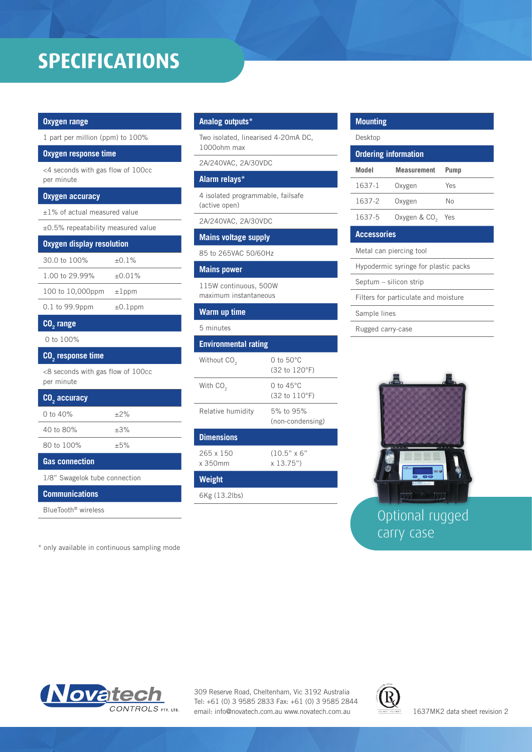# SPECIFICATIONS

### Oxygen range

1 part per million (ppm) to 100%

### Oxygen response time

<4 seconds with gas flow of 100cc per minute

### Oxygen accuracy

±1% of actual measured value

±0.5% repeatability measured value

### Oxygen display resolution

| | |
|---|---|
| 30.0 to 100% | ±0.1% |
| 1.00 to 29.99% | ±0.01% |
| 100 to 10,000ppm | ±1ppm |
| 0.1 to 99.9ppm | ±0.1ppm |

### $CO_2$ range

0 to 100%

### $CO_2$ response time

<8 seconds with gas flow of 100cc per minute

### $CO_2$ accuracy

| | |
|---|---|
| 0 to 40% | ±2% |
| 40 to 80% | ±3% |
| 80 to 100% | ±5% |

### Gas connection

1/8" Swagelok tube connection

### Communications

BlueTooth® wireless

\* only available in continuous sampling mode

### Analog outputs*

Two isolated, linearised 4-20mA DC, 1000ohm max

2A/240VAC, 2A/30VDC

### Alarm relays*

4 isolated programmable, failsafe (active open)

2A/240VAC, 2A/30VDC

### Mains voltage supply

85 to 265VAC 50/60Hz

### Mains power

115W continuous, 500W maximum instantaneous

### Warm up time

5 minutes

### Environmental rating

| | |
|---|---|
| Without $CO_2$ | 0 to 50°C (32 to 120°F) |
| With $CO_2$ | 0 to 45°C (32 to 110°F) |
| Relative humidity | 5% to 95% (non-condensing) |

### Dimensions

265 x 150 x 350mm (10.5" x 6" x 13.75")

### Weight

6Kg (13.2lbs)

### Mounting

Desktop

### Ordering information

| Model | Measurement | Pump |
|---|---|---|
| 1637-1 | Oxygen | Yes |
| 1637-2 | Oxygen | No |
| 1637-5 | Oxygen & $CO_2$ | Yes |

### Accessories

- Metal can piercing tool
- Hypodermic syringe for plastic packs
- Septum – silicon strip
- Filters for particulate and moisture
- Sample lines
- Rugged carry-case

Optional rugged carry case

Novatech CONTROLS PTY. LTD.

309 Reserve Road, Cheltenham, Vic 3192 Australia
Tel: +61 (0) 3 9585 2833 Fax: +61 (0) 3 9585 2844
email: info@novatech.com.au www.novatech.com.au

1637MK2 data sheet revision 2